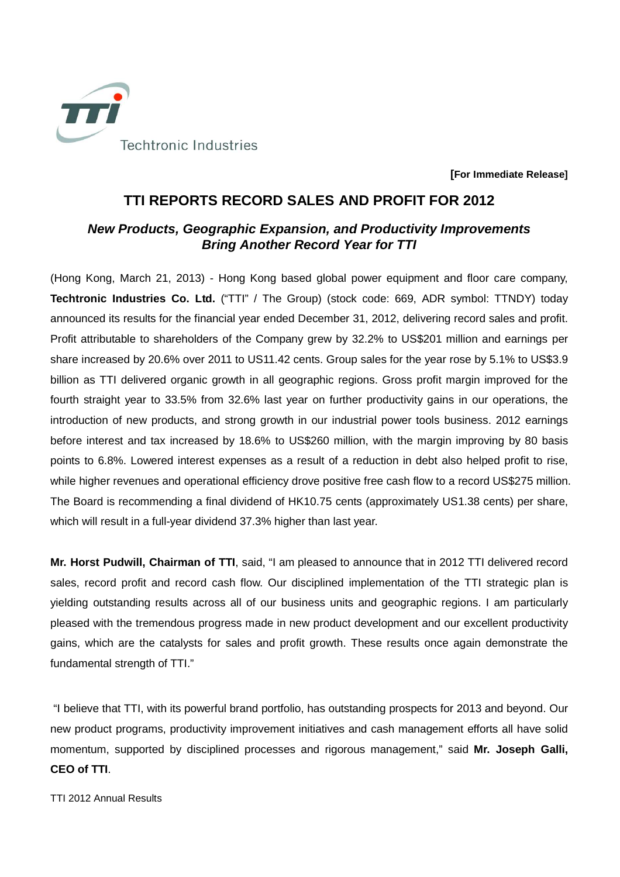Techtronic Industries

**[For Immediate Release]**

# TTI REPORTS RECORD SALES AND PROFIT FOR 2012

## *New Products, Geographic Expansion, and Productivity Improvements Bring Another Record Year for TTI*

(Hong Kong, March 21, 2013) - Hong Kong based global power equipment and floor care company, **Techtronic Industries Co. Ltd.** ("TTI" / The Group) (stock code: 669, ADR symbol: TTNDY) today announced its results for the financial year ended December 31, 2012, delivering record sales and profit. Profit attributable to shareholders of the Company grew by 32.2% to US$201 million and earnings per share increased by 20.6% over 2011 to US11.42 cents. Group sales for the year rose by 5.1% to US$3.9 billion as TTI delivered organic growth in all geographic regions. Gross profit margin improved for the fourth straight year to 33.5% from 32.6% last year on further productivity gains in our operations, the introduction of new products, and strong growth in our industrial power tools business. 2012 earnings before interest and tax increased by 18.6% to US$260 million, with the margin improving by 80 basis points to 6.8%. Lowered interest expenses as a result of a reduction in debt also helped profit to rise, while higher revenues and operational efficiency drove positive free cash flow to a record US$275 million. The Board is recommending a final dividend of HK10.75 cents (approximately US1.38 cents) per share, which will result in a full-year dividend 37.3% higher than last year.

**Mr. Horst Pudwill, Chairman of TTI**, said, "I am pleased to announce that in 2012 TTI delivered record sales, record profit and record cash flow. Our disciplined implementation of the TTI strategic plan is yielding outstanding results across all of our business units and geographic regions. I am particularly pleased with the tremendous progress made in new product development and our excellent productivity gains, which are the catalysts for sales and profit growth. These results once again demonstrate the fundamental strength of TTI."

"I believe that TTI, with its powerful brand portfolio, has outstanding prospects for 2013 and beyond. Our new product programs, productivity improvement initiatives and cash management efforts all have solid momentum, supported by disciplined processes and rigorous management," said **Mr. Joseph Galli, CEO of TTI**.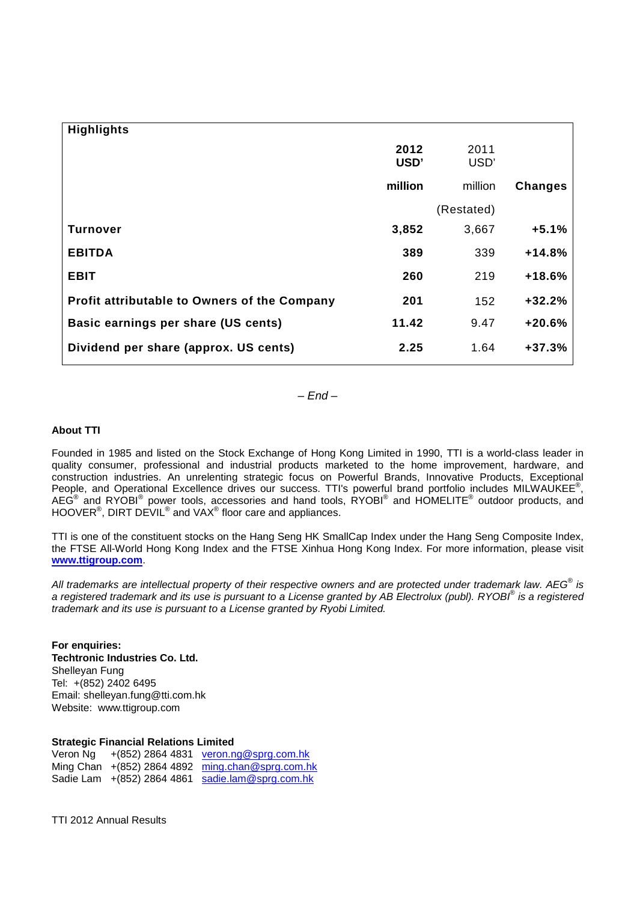| Highlights | | | |
|---|---|---|---|
| | **2012 USD' million** | 2011 USD' million (Restated) | **Changes** |
| **Turnover** | **3,852** | 3,667 | **+5.1%** |
| **EBITDA** | **389** | 339 | **+14.8%** |
| **EBIT** | **260** | 219 | **+18.6%** |
| **Profit attributable to Owners of the Company** | **201** | 152 | **+32.2%** |
| **Basic earnings per share (US cents)** | **11.42** | 9.47 | **+20.6%** |
| **Dividend per share (approx. US cents)** | **2.25** | 1.64 | **+37.3%** |

*– End –*

**About TTI**

Founded in 1985 and listed on the Stock Exchange of Hong Kong Limited in 1990, TTI is a world-class leader in quality consumer, professional and industrial products marketed to the home improvement, hardware, and construction industries. An unrelenting strategic focus on Powerful Brands, Innovative Products, Exceptional People, and Operational Excellence drives our success. TTI's powerful brand portfolio includes MILWAUKEE®, AEG® and RYOBI® power tools, accessories and hand tools, RYOBI® and HOMELITE® outdoor products, and HOOVER®, DIRT DEVIL® and VAX® floor care and appliances.

TTI is one of the constituent stocks on the Hang Seng HK SmallCap Index under the Hang Seng Composite Index, the FTSE All-World Hong Kong Index and the FTSE Xinhua Hong Kong Index. For more information, please visit **www.ttigroup.com**.

*All trademarks are intellectual property of their respective owners and are protected under trademark law. AEG® is a registered trademark and its use is pursuant to a License granted by AB Electrolux (publ). RYOBI® is a registered trademark and its use is pursuant to a License granted by Ryobi Limited.*

**For enquiries:**
**Techtronic Industries Co. Ltd.**
Shelleyan Fung
Tel: +(852) 2402 6495
Email: shelleyan.fung@tti.com.hk
Website: www.ttigroup.com

**Strategic Financial Relations Limited**

| | | |
|---|---|---|
| Veron Ng | +(852) 2864 4831 | veron.ng@sprg.com.hk |
| Ming Chan | +(852) 2864 4892 | ming.chan@sprg.com.hk |
| Sadie Lam | +(852) 2864 4861 | sadie.lam@sprg.com.hk |